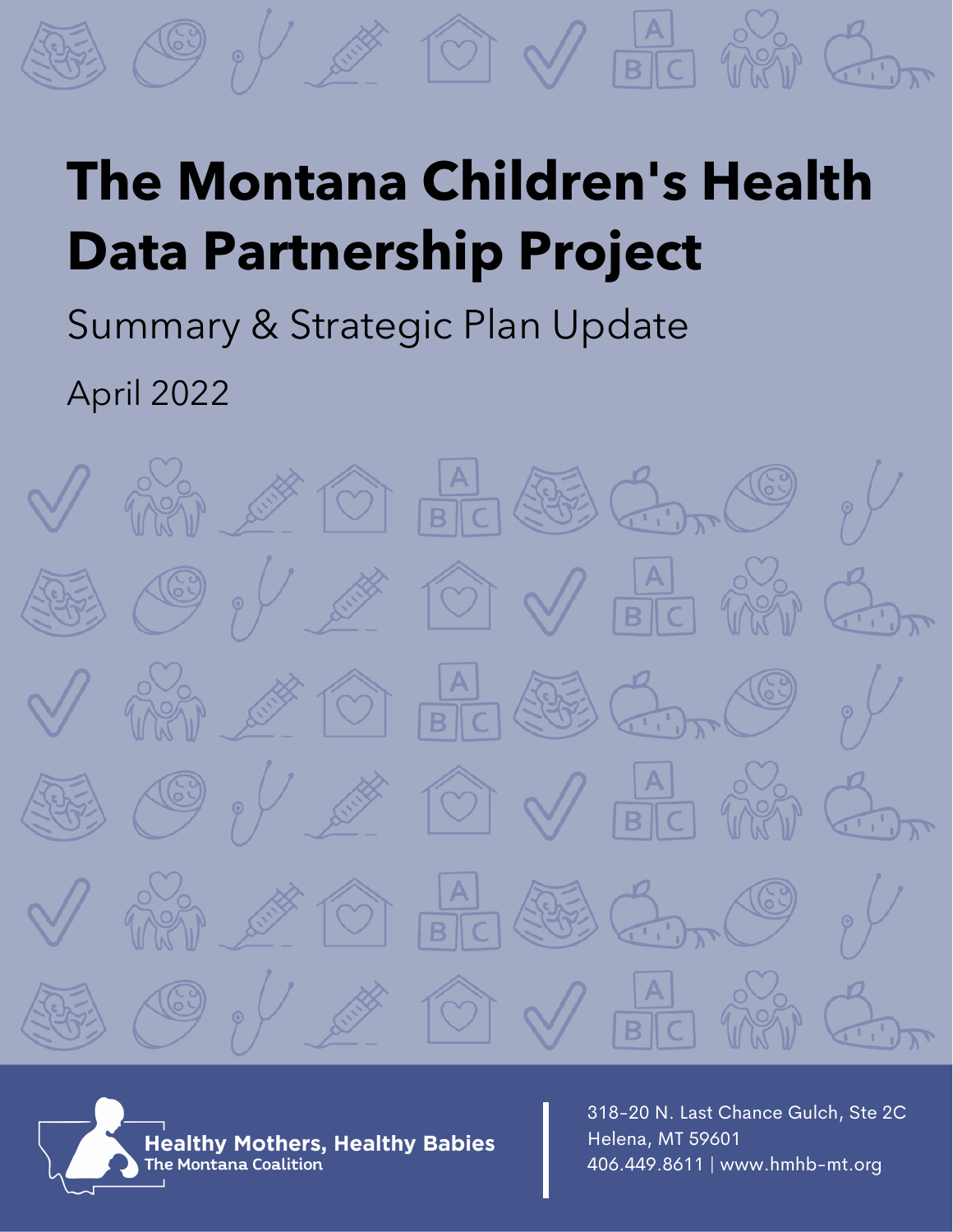# The Montana Children's Health Data Partnership Project

Summary & Strategic Plan Update

April 2022

Healthy Mothers, Healthy Babies
The Montana Coalition

318-20 N. Last Chance Gulch, Ste 2C
Helena, MT 59601
406.449.8611 | www.hmhb-mt.org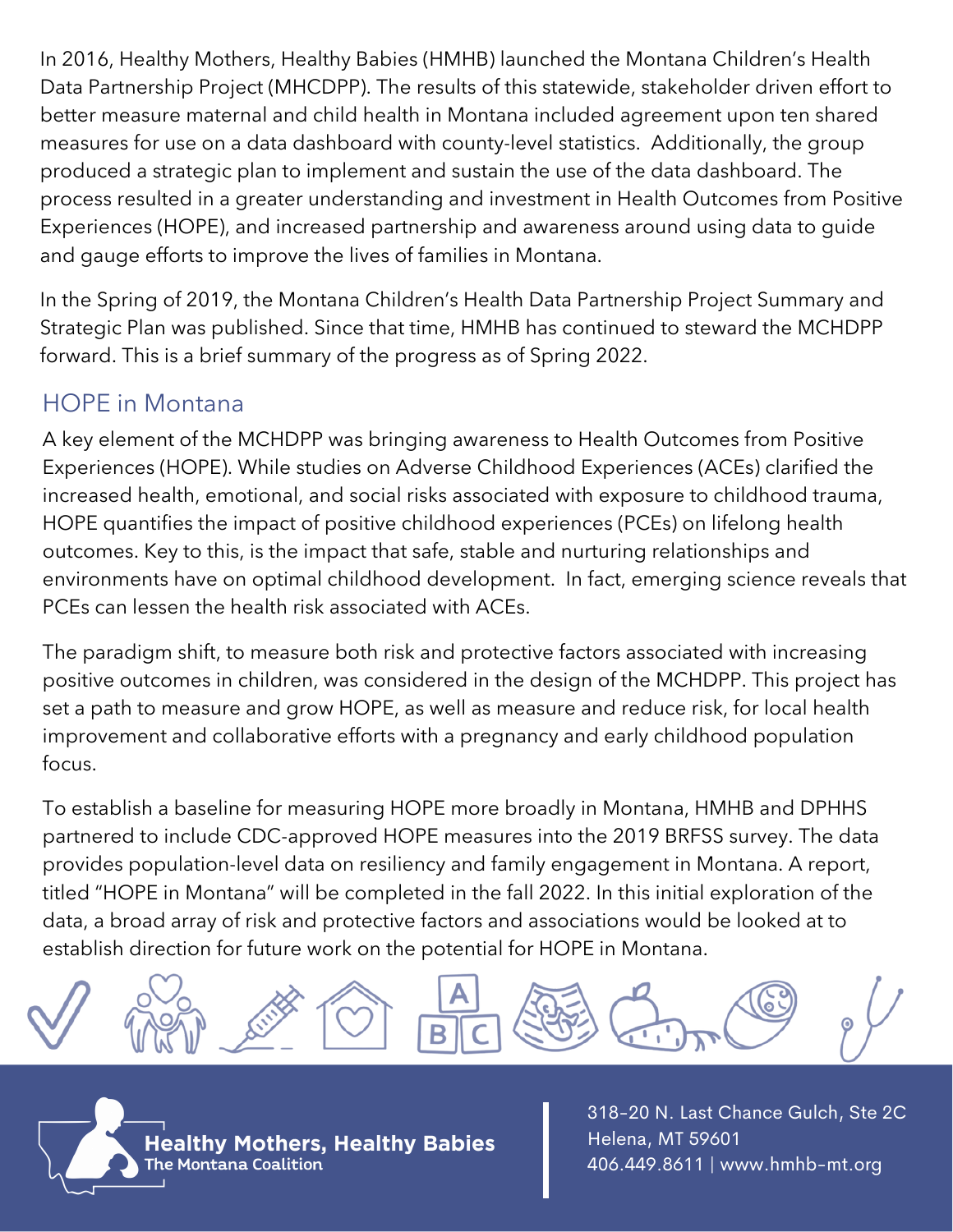In 2016, Healthy Mothers, Healthy Babies (HMHB) launched the Montana Children's Health Data Partnership Project (MHCDPP). The results of this statewide, stakeholder driven effort to better measure maternal and child health in Montana included agreement upon ten shared measures for use on a data dashboard with county-level statistics. Additionally, the group produced a strategic plan to implement and sustain the use of the data dashboard. The process resulted in a greater understanding and investment in Health Outcomes from Positive Experiences (HOPE), and increased partnership and awareness around using data to guide and gauge efforts to improve the lives of families in Montana.

In the Spring of 2019, the Montana Children's Health Data Partnership Project Summary and Strategic Plan was published. Since that time, HMHB has continued to steward the MCHDPP forward. This is a brief summary of the progress as of Spring 2022.

## HOPE in Montana

A key element of the MCHDPP was bringing awareness to Health Outcomes from Positive Experiences (HOPE). While studies on Adverse Childhood Experiences (ACEs) clarified the increased health, emotional, and social risks associated with exposure to childhood trauma, HOPE quantifies the impact of positive childhood experiences (PCEs) on lifelong health outcomes. Key to this, is the impact that safe, stable and nurturing relationships and environments have on optimal childhood development. In fact, emerging science reveals that PCEs can lessen the health risk associated with ACEs.

The paradigm shift, to measure both risk and protective factors associated with increasing positive outcomes in children, was considered in the design of the MCHDPP. This project has set a path to measure and grow HOPE, as well as measure and reduce risk, for local health improvement and collaborative efforts with a pregnancy and early childhood population focus.

To establish a baseline for measuring HOPE more broadly in Montana, HMHB and DPHHS partnered to include CDC-approved HOPE measures into the 2019 BRFSS survey. The data provides population-level data on resiliency and family engagement in Montana. A report, titled "HOPE in Montana" will be completed in the fall 2022. In this initial exploration of the data, a broad array of risk and protective factors and associations would be looked at to establish direction for future work on the potential for HOPE in Montana.

**Healthy Mothers, Healthy Babies**
**The Montana Coalition**

318-20 N. Last Chance Gulch, Ste 2C
Helena, MT 59601
406.449.8611 | www.hmhb-mt.org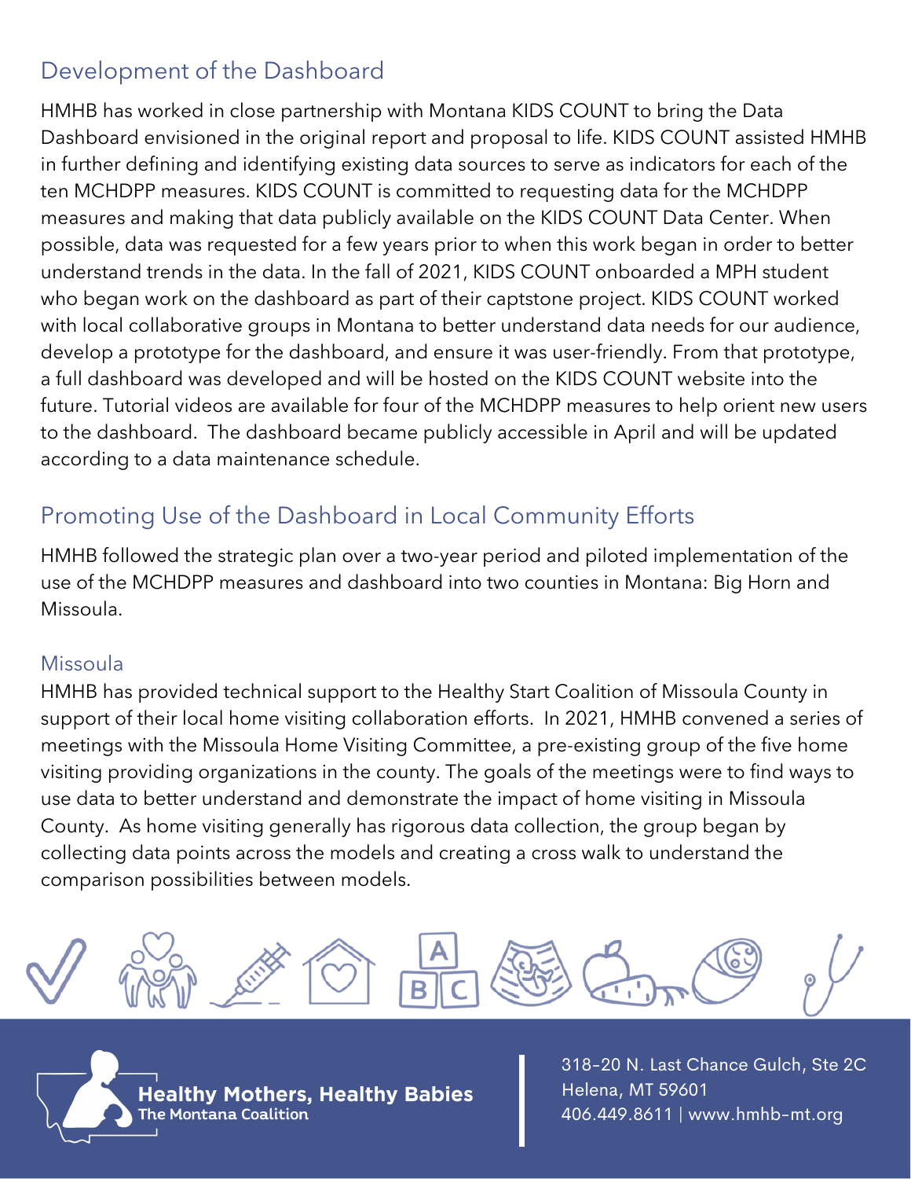## Development of the Dashboard

HMHB has worked in close partnership with Montana KIDS COUNT to bring the Data Dashboard envisioned in the original report and proposal to life. KIDS COUNT assisted HMHB in further defining and identifying existing data sources to serve as indicators for each of the ten MCHDPP measures. KIDS COUNT is committed to requesting data for the MCHDPP measures and making that data publicly available on the KIDS COUNT Data Center. When possible, data was requested for a few years prior to when this work began in order to better understand trends in the data. In the fall of 2021, KIDS COUNT onboarded a MPH student who began work on the dashboard as part of their captstone project. KIDS COUNT worked with local collaborative groups in Montana to better understand data needs for our audience, develop a prototype for the dashboard, and ensure it was user-friendly. From that prototype, a full dashboard was developed and will be hosted on the KIDS COUNT website into the future. Tutorial videos are available for four of the MCHDPP measures to help orient new users to the dashboard. The dashboard became publicly accessible in April and will be updated according to a data maintenance schedule.

## Promoting Use of the Dashboard in Local Community Efforts

HMHB followed the strategic plan over a two-year period and piloted implementation of the use of the MCHDPP measures and dashboard into two counties in Montana: Big Horn and Missoula.

### Missoula

HMHB has provided technical support to the Healthy Start Coalition of Missoula County in support of their local home visiting collaboration efforts. In 2021, HMHB convened a series of meetings with the Missoula Home Visiting Committee, a pre-existing group of the five home visiting providing organizations in the county. The goals of the meetings were to find ways to use data to better understand and demonstrate the impact of home visiting in Missoula County. As home visiting generally has rigorous data collection, the group began by collecting data points across the models and creating a cross walk to understand the comparison possibilities between models.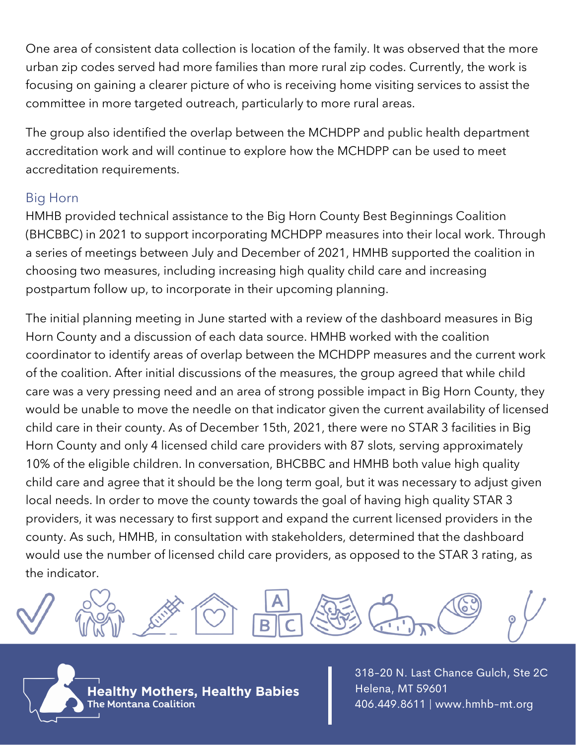One area of consistent data collection is location of the family. It was observed that the more urban zip codes served had more families than more rural zip codes. Currently, the work is focusing on gaining a clearer picture of who is receiving home visiting services to assist the committee in more targeted outreach, particularly to more rural areas.

The group also identified the overlap between the MCHDPP and public health department accreditation work and will continue to explore how the MCHDPP can be used to meet accreditation requirements.

### Big Horn

HMHB provided technical assistance to the Big Horn County Best Beginnings Coalition (BHCBBC) in 2021 to support incorporating MCHDPP measures into their local work. Through a series of meetings between July and December of 2021, HMHB supported the coalition in choosing two measures, including increasing high quality child care and increasing postpartum follow up, to incorporate in their upcoming planning.

The initial planning meeting in June started with a review of the dashboard measures in Big Horn County and a discussion of each data source. HMHB worked with the coalition coordinator to identify areas of overlap between the MCHDPP measures and the current work of the coalition. After initial discussions of the measures, the group agreed that while child care was a very pressing need and an area of strong possible impact in Big Horn County, they would be unable to move the needle on that indicator given the current availability of licensed child care in their county. As of December 15th, 2021, there were no STAR 3 facilities in Big Horn County and only 4 licensed child care providers with 87 slots, serving approximately 10% of the eligible children. In conversation, BHCBBC and HMHB both value high quality child care and agree that it should be the long term goal, but it was necessary to adjust given local needs. In order to move the county towards the goal of having high quality STAR 3 providers, it was necessary to first support and expand the current licensed providers in the county. As such, HMHB, in consultation with stakeholders, determined that the dashboard would use the number of licensed child care providers, as opposed to the STAR 3 rating, as the indicator.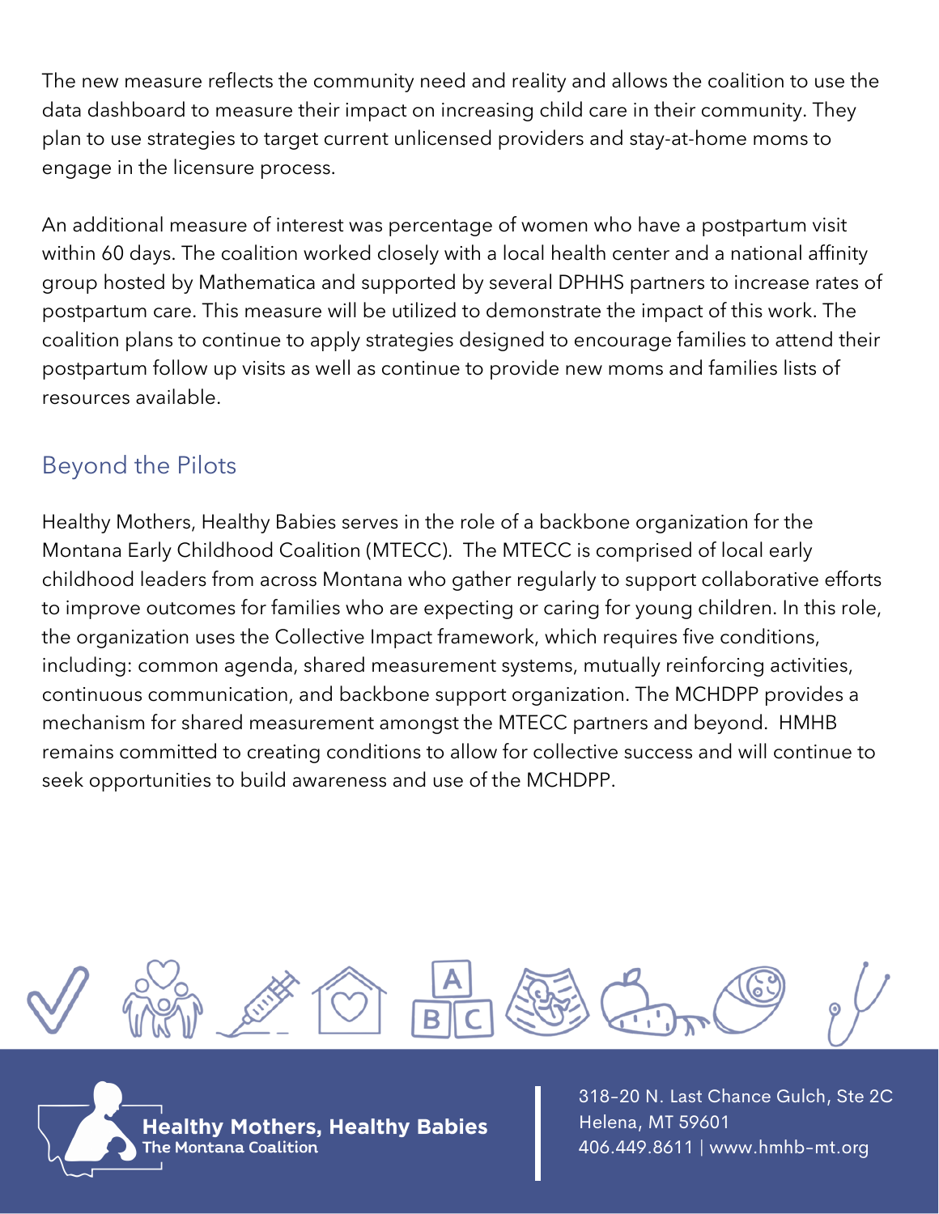The new measure reflects the community need and reality and allows the coalition to use the data dashboard to measure their impact on increasing child care in their community. They plan to use strategies to target current unlicensed providers and stay-at-home moms to engage in the licensure process.

An additional measure of interest was percentage of women who have a postpartum visit within 60 days. The coalition worked closely with a local health center and a national affinity group hosted by Mathematica and supported by several DPHHS partners to increase rates of postpartum care. This measure will be utilized to demonstrate the impact of this work. The coalition plans to continue to apply strategies designed to encourage families to attend their postpartum follow up visits as well as continue to provide new moms and families lists of resources available.

## Beyond the Pilots

Healthy Mothers, Healthy Babies serves in the role of a backbone organization for the Montana Early Childhood Coalition (MTECC). The MTECC is comprised of local early childhood leaders from across Montana who gather regularly to support collaborative efforts to improve outcomes for families who are expecting or caring for young children. In this role, the organization uses the Collective Impact framework, which requires five conditions, including: common agenda, shared measurement systems, mutually reinforcing activities, continuous communication, and backbone support organization. The MCHDPP provides a mechanism for shared measurement amongst the MTECC partners and beyond. HMHB remains committed to creating conditions to allow for collective success and will continue to seek opportunities to build awareness and use of the MCHDPP.

**Healthy Mothers, Healthy Babies**
**The Montana Coalition**

318-20 N. Last Chance Gulch, Ste 2C
Helena, MT 59601
406.449.8611 | www.hmhb-mt.org